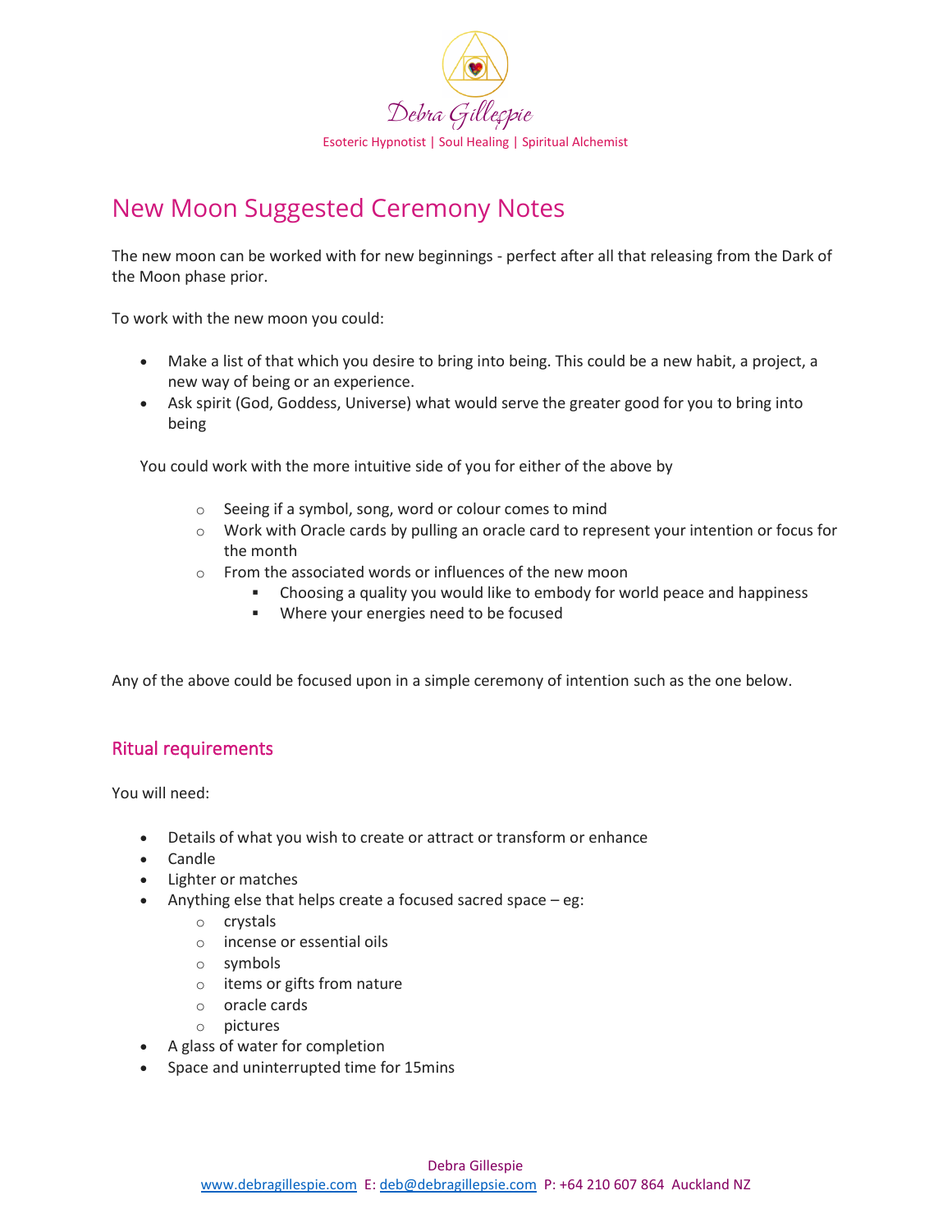Debra Gillespie

Esoteric Hypnotist | Soul Healing | Spiritual Alchemist

# New Moon Suggested Ceremony Notes

The new moon can be worked with for new beginnings - perfect after all that releasing from the Dark of the Moon phase prior.

To work with the new moon you could:

- Make a list of that which you desire to bring into being. This could be a new habit, a project, a new way of being or an experience.
- Ask spirit (God, Goddess, Universe) what would serve the greater good for you to bring into being

You could work with the more intuitive side of you for either of the above by

- Seeing if a symbol, song, word or colour comes to mind
- Work with Oracle cards by pulling an oracle card to represent your intention or focus for the month
- From the associated words or influences of the new moon
  - Choosing a quality you would like to embody for world peace and happiness
  - Where your energies need to be focused

Any of the above could be focused upon in a simple ceremony of intention such as the one below.

## Ritual requirements

You will need:

- Details of what you wish to create or attract or transform or enhance
- Candle
- Lighter or matches
- Anything else that helps create a focused sacred space – eg:
  - crystals
  - incense or essential oils
  - symbols
  - items or gifts from nature
  - oracle cards
  - pictures
- A glass of water for completion
- Space and uninterrupted time for 15mins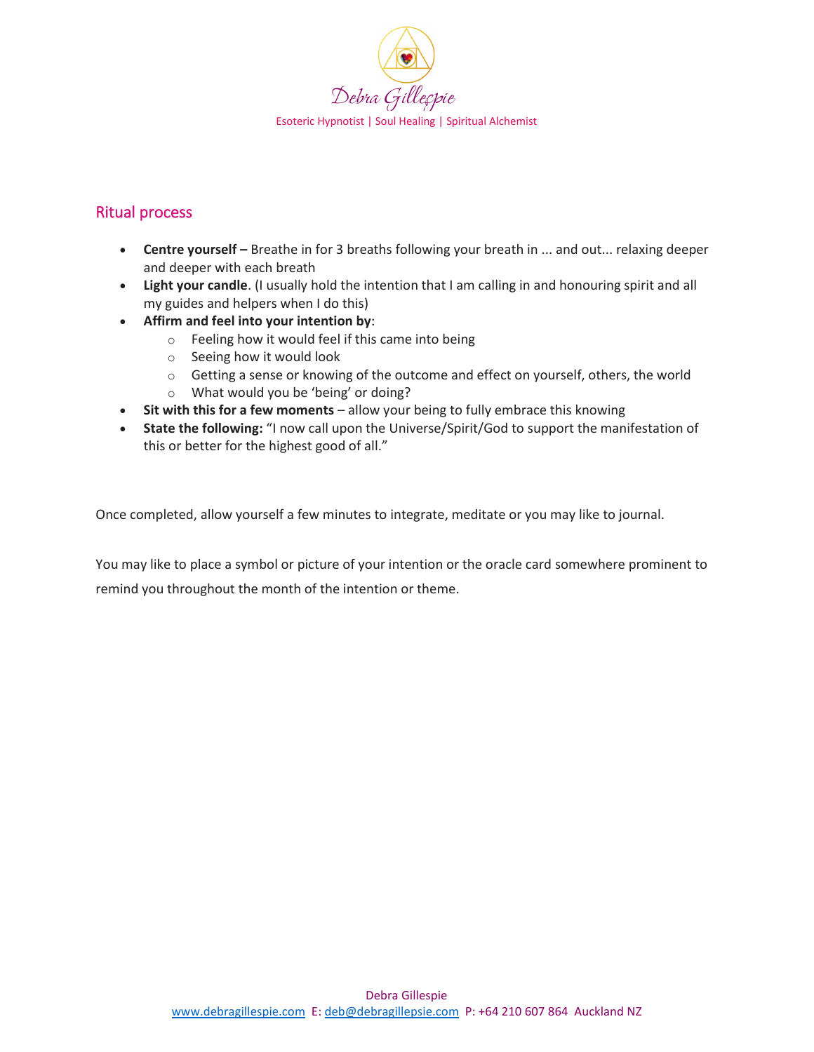## Ritual process

- **Centre yourself –** Breathe in for 3 breaths following your breath in ... and out... relaxing deeper and deeper with each breath
- **Light your candle**. (I usually hold the intention that I am calling in and honouring spirit and all my guides and helpers when I do this)
- **Affirm and feel into your intention by**:
  - Feeling how it would feel if this came into being
  - Seeing how it would look
  - Getting a sense or knowing of the outcome and effect on yourself, others, the world
  - What would you be 'being' or doing?
- **Sit with this for a few moments** – allow your being to fully embrace this knowing
- **State the following:** "I now call upon the Universe/Spirit/God to support the manifestation of this or better for the highest good of all."

Once completed, allow yourself a few minutes to integrate, meditate or you may like to journal.

You may like to place a symbol or picture of your intention or the oracle card somewhere prominent to remind you throughout the month of the intention or theme.